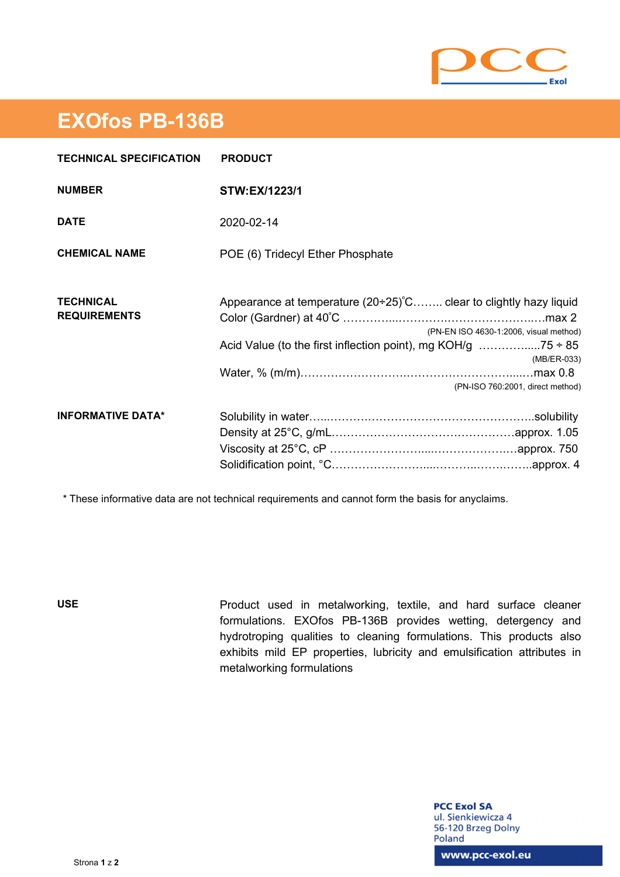# EXOfos PB-136B

**TECHNICAL SPECIFICATION** **PRODUCT**

**NUMBER** **STW:EX/1223/1**

**DATE** 2020-02-14

**CHEMICAL NAME** POE (6) Tridecyl Ether Phosphate

**TECHNICAL REQUIREMENTS**

Appearance at temperature (20÷25)˚C…….. clear to clightly hazy liquid

Color (Gardner) at 40˚C ……………...………….………………….…..max 2
(PN-EN ISO 4630-1:2006, visual method)

Acid Value (to the first inflection point), mg KOH/g …………......75 ÷ 85
(MB/ER-033)

Water, % (m/m)……………………….….…………………………....…max 0.8
(PN-ISO 760:2001, direct method)

**INFORMATIVE DATA***

Solubility in water…...……….………………………………………..solubility

Density at 25°C, g/mL…………………………….……………approx. 1.05

Viscosity at 25°C, cP ……………………......…………………..…approx. 750

Solidification point, °C…………………….....……….….…….……..approx. 4

* These informative data are not technical requirements and cannot form the basis for anyclaims.

**USE**

Product used in metalworking, textile, and hard surface cleaner formulations. EXOfos PB-136B provides wetting, detergency and hydrotroping qualities to cleaning formulations. This products also exhibits mild EP properties, lubricity and emulsification attributes in metalworking formulations

PCC Exol SA
ul. Sienkiewicza 4
56-120 Brzeg Dolny
Poland
www.pcc-exol.eu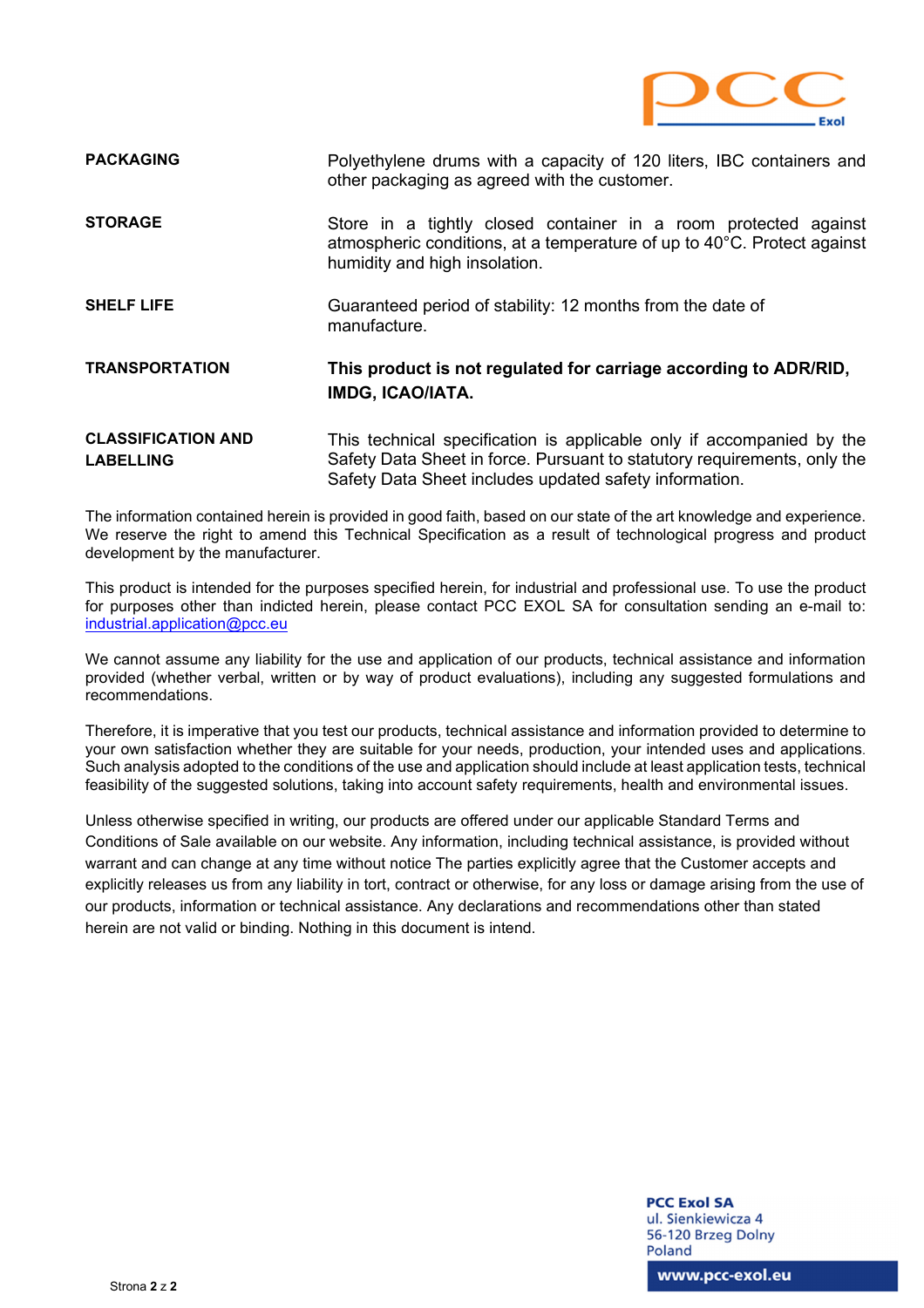| | |
|---|---|
| **PACKAGING** | Polyethylene drums with a capacity of 120 liters, IBC containers and other packaging as agreed with the customer. |
| **STORAGE** | Store in a tightly closed container in a room protected against atmospheric conditions, at a temperature of up to 40°C. Protect against humidity and high insolation. |
| **SHELF LIFE** | Guaranteed period of stability: 12 months from the date of manufacture. |
| **TRANSPORTATION** | **This product is not regulated for carriage according to ADR/RID, IMDG, ICAO/IATA.** |
| **CLASSIFICATION AND LABELLING** | This technical specification is applicable only if accompanied by the Safety Data Sheet in force. Pursuant to statutory requirements, only the Safety Data Sheet includes updated safety information. |

The information contained herein is provided in good faith, based on our state of the art knowledge and experience. We reserve the right to amend this Technical Specification as a result of technological progress and product development by the manufacturer.

This product is intended for the purposes specified herein, for industrial and professional use. To use the product for purposes other than indicted herein, please contact PCC EXOL SA for consultation sending an e-mail to: industrial.application@pcc.eu

We cannot assume any liability for the use and application of our products, technical assistance and information provided (whether verbal, written or by way of product evaluations), including any suggested formulations and recommendations.

Therefore, it is imperative that you test our products, technical assistance and information provided to determine to your own satisfaction whether they are suitable for your needs, production, your intended uses and applications. Such analysis adopted to the conditions of the use and application should include at least application tests, technical feasibility of the suggested solutions, taking into account safety requirements, health and environmental issues.

Unless otherwise specified in writing, our products are offered under our applicable Standard Terms and Conditions of Sale available on our website. Any information, including technical assistance, is provided without warrant and can change at any time without notice The parties explicitly agree that the Customer accepts and explicitly releases us from any liability in tort, contract or otherwise, for any loss or damage arising from the use of our products, information or technical assistance. Any declarations and recommendations other than stated herein are not valid or binding. Nothing in this document is intend.

**PCC Exol SA**
ul. Sienkiewicza 4
56-120 Brzeg Dolny
Poland
**www.pcc-exol.eu**